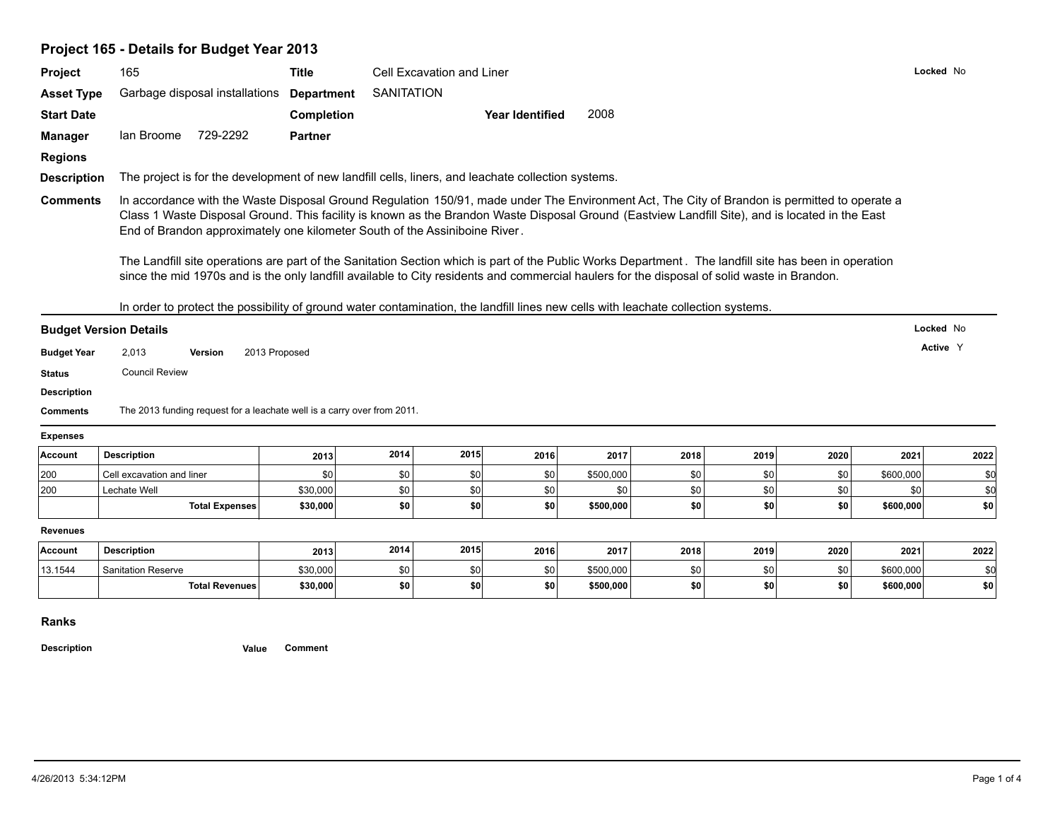## Project 165 - Details for Budget Year 2013

**Project** 165 **Title** Cell Excavation and Liner **Locked** No

**Asset Type** Garbage disposal installations **Department** SANITATION

**Start Date** **Completion** **Year Identified** 2008

**Manager** Ian Broome 729-2292 **Partner**

**Regions**

**Description** The project is for the development of new landfill cells, liners, and leachate collection systems.

**Comments** In accordance with the Waste Disposal Ground Regulation 150/91, made under The Environment Act, The City of Brandon is permitted to operate a Class 1 Waste Disposal Ground. This facility is known as the Brandon Waste Disposal Ground (Eastview Landfill Site), and is located in the East End of Brandon approximately one kilometer South of the Assiniboine River.

The Landfill site operations are part of the Sanitation Section which is part of the Public Works Department. The landfill site has been in operation since the mid 1970s and is the only landfill available to City residents and commercial haulers for the disposal of solid waste in Brandon.

In order to protect the possibility of ground water contamination, the landfill lines new cells with leachate collection systems.

### Budget Version Details

**Locked** No

**Active** Y

**Budget Year** 2,013 **Version** 2013 Proposed

**Status** Council Review

**Description**

**Comments** The 2013 funding request for a leachate well is a carry over from 2011.

**Expenses**

| Account | Description | 2013 | 2014 | 2015 | 2016 | 2017 | 2018 | 2019 | 2020 | 2021 | 2022 |
|---|---|---|---|---|---|---|---|---|---|---|---|
| 200 | Cell excavation and liner | $0 | $0 | $0 | $0 | $500,000 | $0 | $0 | $0 | $600,000 | $0 |
| 200 | Lechate Well | $30,000 | $0 | $0 | $0 | $0 | $0 | $0 | $0 | $0 | $0 |
| | **Total Expenses** | **$30,000** | **$0** | **$0** | **$0** | **$500,000** | **$0** | **$0** | **$0** | **$600,000** | **$0** |

**Revenues**

| Account | Description | 2013 | 2014 | 2015 | 2016 | 2017 | 2018 | 2019 | 2020 | 2021 | 2022 |
|---|---|---|---|---|---|---|---|---|---|---|---|
| 13.1544 | Sanitation Reserve | $30,000 | $0 | $0 | $0 | $500,000 | $0 | $0 | $0 | $600,000 | $0 |
| | **Total Revenues** | **$30,000** | **$0** | **$0** | **$0** | **$500,000** | **$0** | **$0** | **$0** | **$600,000** | **$0** |

### Ranks

| Description | Value | Comment |
|---|---|---|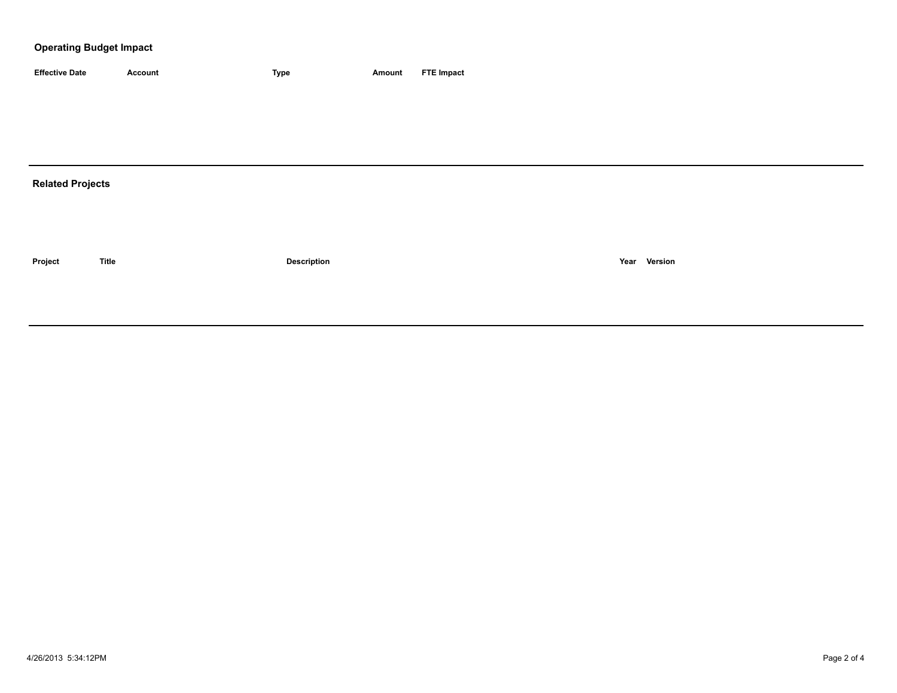## Operating Budget Impact

| Effective Date | Account | Type | Amount | FTE Impact |
| --- | --- | --- | --- | --- |

## Related Projects

| Project | Title | Description | Year | Version |
| --- | --- | --- | --- | --- |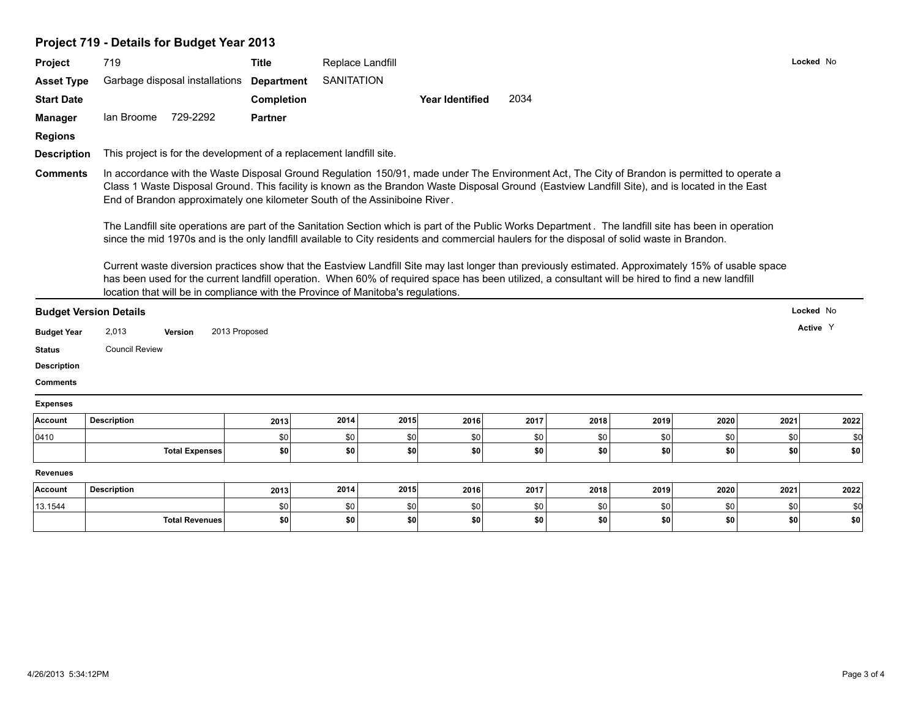## Project 719 - Details for Budget Year 2013

**Project** 719 **Title** Replace Landfill **Locked** No

**Asset Type** Garbage disposal installations **Department** SANITATION

**Start Date** **Completion** **Year Identified** 2034

**Manager** Ian Broome 729-2292 **Partner**

**Regions**

**Description** This project is for the development of a replacement landfill site.

**Comments** In accordance with the Waste Disposal Ground Regulation 150/91, made under The Environment Act, The City of Brandon is permitted to operate a Class 1 Waste Disposal Ground. This facility is known as the Brandon Waste Disposal Ground (Eastview Landfill Site), and is located in the East End of Brandon approximately one kilometer South of the Assiniboine River.

The Landfill site operations are part of the Sanitation Section which is part of the Public Works Department. The landfill site has been in operation since the mid 1970s and is the only landfill available to City residents and commercial haulers for the disposal of solid waste in Brandon.

Current waste diversion practices show that the Eastview Landfill Site may last longer than previously estimated. Approximately 15% of usable space has been used for the current landfill operation. When 60% of required space has been utilized, a consultant will be hired to find a new landfill location that will be in compliance with the Province of Manitoba's regulations.

### Budget Version Details

**Locked** No

**Active** Y

**Budget Year** 2,013 **Version** 2013 Proposed

**Status** Council Review

**Description**

**Comments**

**Expenses**

| Account | Description | 2013 | 2014 | 2015 | 2016 | 2017 | 2018 | 2019 | 2020 | 2021 | 2022 |
|---|---|---|---|---|---|---|---|---|---|---|---|
| 0410 | | $0 | $0 | $0 | $0 | $0 | $0 | $0 | $0 | $0 | $0 |
| | **Total Expenses** | **$0** | **$0** | **$0** | **$0** | **$0** | **$0** | **$0** | **$0** | **$0** | **$0** |

**Revenues**

| Account | Description | 2013 | 2014 | 2015 | 2016 | 2017 | 2018 | 2019 | 2020 | 2021 | 2022 |
|---|---|---|---|---|---|---|---|---|---|---|---|
| 13.1544 | | $0 | $0 | $0 | $0 | $0 | $0 | $0 | $0 | $0 | $0 |
| | **Total Revenues** | **$0** | **$0** | **$0** | **$0** | **$0** | **$0** | **$0** | **$0** | **$0** | **$0** |

4/26/2013 5:34:12PM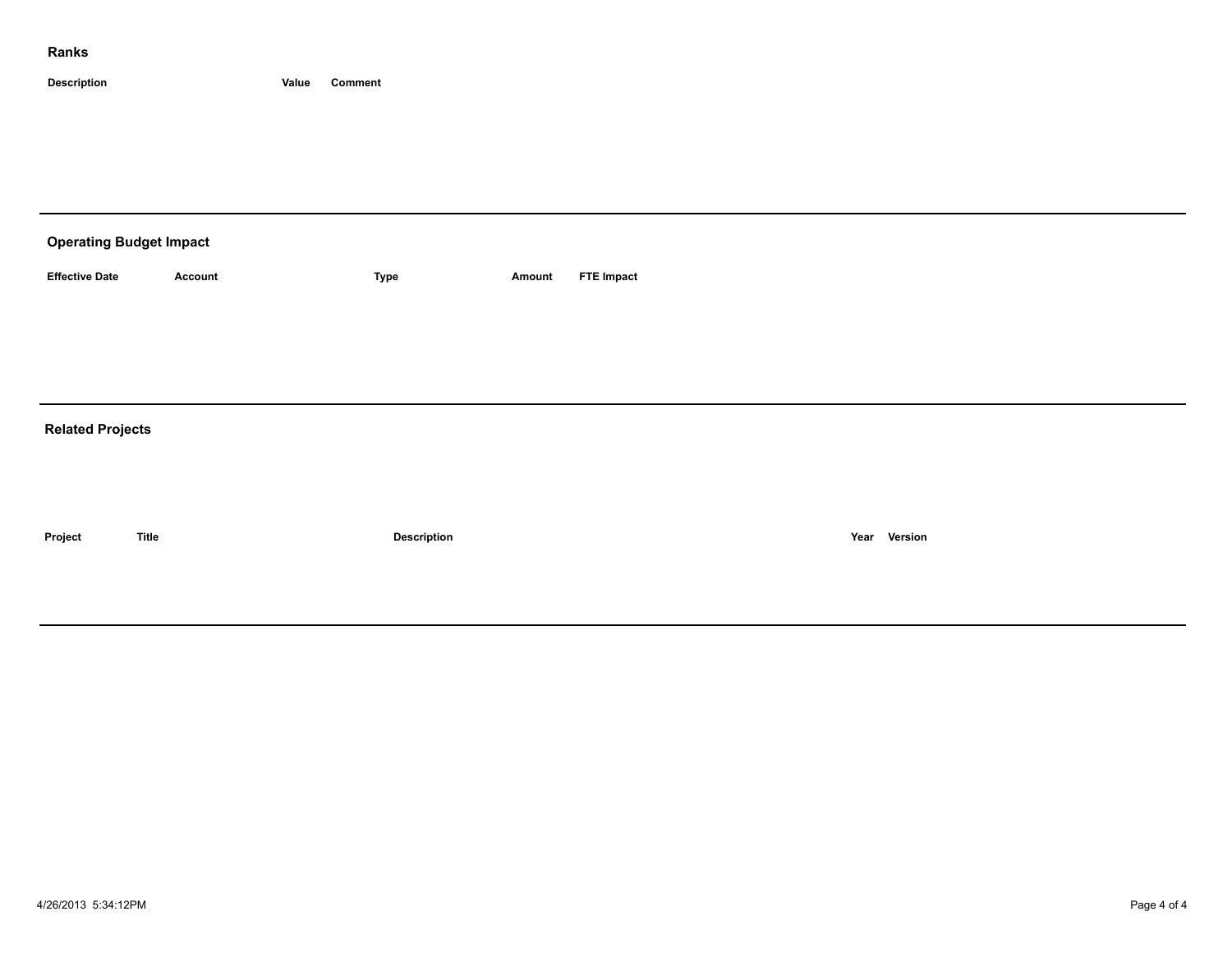## Ranks

| Description | Value | Comment |
|---|---|---|

## Operating Budget Impact

| Effective Date | Account | Type | Amount | FTE Impact |
|---|---|---|---|---|

## Related Projects

| Project | Title | Description | Year | Version |
|---|---|---|---|---|